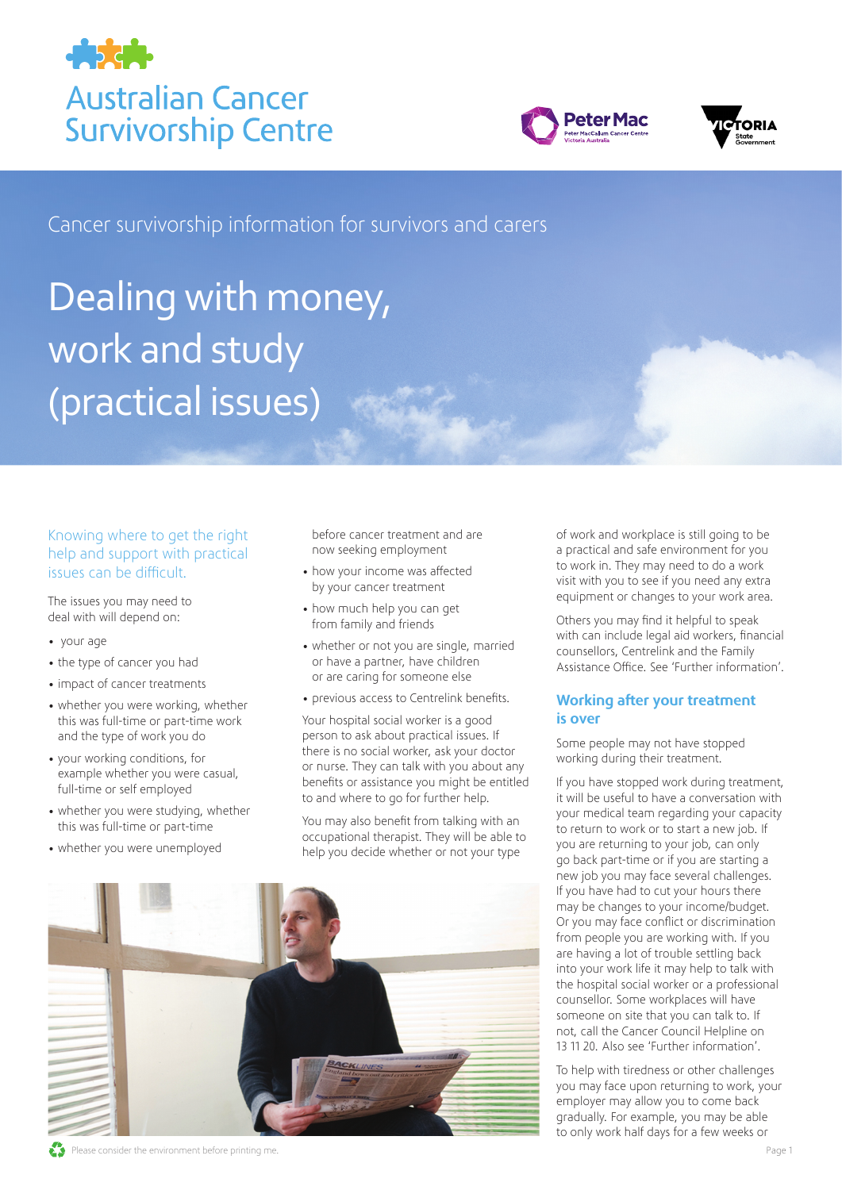# Australian Cancer Survivorship Centre

Cancer survivorship information for survivors and carers

# Dealing with money, work and study (practical issues)

Knowing where to get the right help and support with practical issues can be difficult.

The issues you may need to deal with will depend on:

- your age
- the type of cancer you had
- impact of cancer treatments
- whether you were working, whether this was full-time or part-time work and the type of work you do
- your working conditions, for example whether you were casual, full-time or self employed
- whether you were studying, whether this was full-time or part-time
- whether you were unemployed before cancer treatment and are now seeking employment
- how your income was affected by your cancer treatment
- how much help you can get from family and friends
- whether or not you are single, married or have a partner, have children or are caring for someone else
- previous access to Centrelink benefits.

Your hospital social worker is a good person to ask about practical issues. If there is no social worker, ask your doctor or nurse. They can talk with you about any benefits or assistance you might be entitled to and where to go for further help.

You may also benefit from talking with an occupational therapist. They will be able to help you decide whether or not your type of work and workplace is still going to be a practical and safe environment for you to work in. They may need to do a work visit with you to see if you need any extra equipment or changes to your work area.

Others you may find it helpful to speak with can include legal aid workers, financial counsellors, Centrelink and the Family Assistance Office. See 'Further information'.

## Working after your treatment is over

Some people may not have stopped working during their treatment.

If you have stopped work during treatment, it will be useful to have a conversation with your medical team regarding your capacity to return to work or to start a new job. If you are returning to your job, can only go back part-time or if you are starting a new job you may face several challenges. If you have had to cut your hours there may be changes to your income/budget. Or you may face conflict or discrimination from people you are working with. If you are having a lot of trouble settling back into your work life it may help to talk with the hospital social worker or a professional counsellor. Some workplaces will have someone on site that you can talk to. If not, call the Cancer Council Helpline on 13 11 20. Also see 'Further information'.

To help with tiredness or other challenges you may face upon returning to work, your employer may allow you to come back gradually. For example, you may be able to only work half days for a few weeks or

Please consider the environment before printing me.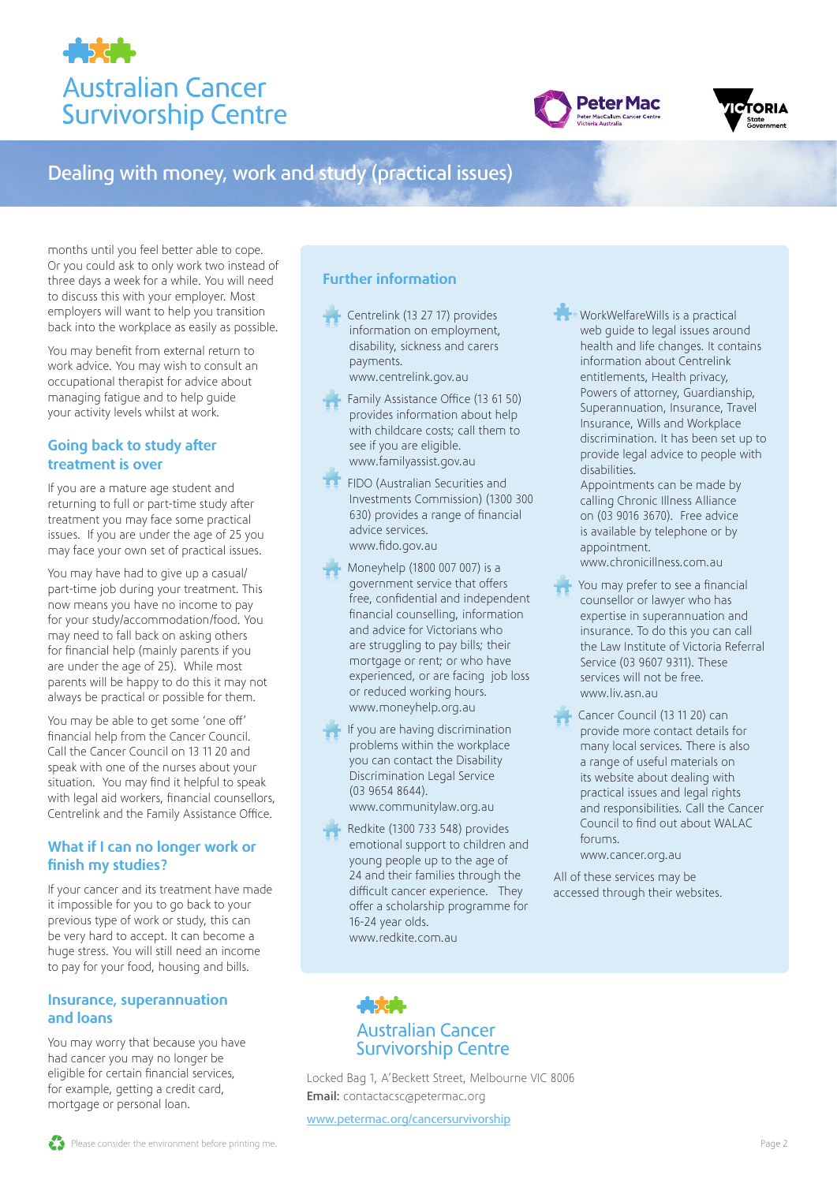# Australian Cancer Survivorship Centre

## Dealing with money, work and study (practical issues)

months until you feel better able to cope. Or you could ask to only work two instead of three days a week for a while. You will need to discuss this with your employer. Most employers will want to help you transition back into the workplace as easily as possible.

You may benefit from external return to work advice. You may wish to consult an occupational therapist for advice about managing fatigue and to help guide your activity levels whilst at work.

### Going back to study after treatment is over

If you are a mature age student and returning to full or part-time study after treatment you may face some practical issues. If you are under the age of 25 you may face your own set of practical issues.

You may have had to give up a casual/ part-time job during your treatment. This now means you have no income to pay for your study/accommodation/food. You may need to fall back on asking others for financial help (mainly parents if you are under the age of 25). While most parents will be happy to do this it may not always be practical or possible for them.

You may be able to get some 'one off' financial help from the Cancer Council. Call the Cancer Council on 13 11 20 and speak with one of the nurses about your situation. You may find it helpful to speak with legal aid workers, financial counsellors, Centrelink and the Family Assistance Office.

### What if I can no longer work or finish my studies?

If your cancer and its treatment have made it impossible for you to go back to your previous type of work or study, this can be very hard to accept. It can become a huge stress. You will still need an income to pay for your food, housing and bills.

### Insurance, superannuation and loans

You may worry that because you have had cancer you may no longer be eligible for certain financial services, for example, getting a credit card, mortgage or personal loan.

### Further information

- Centrelink (13 27 17) provides information on employment, disability, sickness and carers payments. www.centrelink.gov.au
- Family Assistance Office (13 61 50) provides information about help with childcare costs; call them to see if you are eligible. www.familyassist.gov.au
- FIDO (Australian Securities and Investments Commission) (1300 300 630) provides a range of financial advice services. www.fido.gov.au
- Moneyhelp (1800 007 007) is a government service that offers free, confidential and independent financial counselling, information and advice for Victorians who are struggling to pay bills; their mortgage or rent; or who have experienced, or are facing job loss or reduced working hours. www.moneyhelp.org.au
- If you are having discrimination problems within the workplace you can contact the Disability Discrimination Legal Service (03 9654 8644). www.communitylaw.org.au
- Redkite (1300 733 548) provides emotional support to children and young people up to the age of 24 and their families through the difficult cancer experience. They offer a scholarship programme for 16-24 year olds. www.redkite.com.au
- WorkWelfareWills is a practical web guide to legal issues around health and life changes. It contains information about Centrelink entitlements, Health privacy, Powers of attorney, Guardianship, Superannuation, Insurance, Travel Insurance, Wills and Workplace discrimination. It has been set up to provide legal advice to people with disabilities. Appointments can be made by calling Chronic Illness Alliance on (03 9016 3670). Free advice is available by telephone or by appointment. www.chronicillness.com.au
- You may prefer to see a financial counsellor or lawyer who has expertise in superannuation and insurance. To do this you can call the Law Institute of Victoria Referral Service (03 9607 9311). These services will not be free. www.liv.asn.au
- Cancer Council (13 11 20) can provide more contact details for many local services. There is also a range of useful materials on its website about dealing with practical issues and legal rights and responsibilities. Call the Cancer Council to find out about WALAC forums. www.cancer.org.au

All of these services may be accessed through their websites.

Australian Cancer Survivorship Centre

Locked Bag 1, A'Beckett Street, Melbourne VIC 8006

**Email:** contactacsc@petermac.org

www.petermac.org/cancersurvivorship

Please consider the environment before printing me.